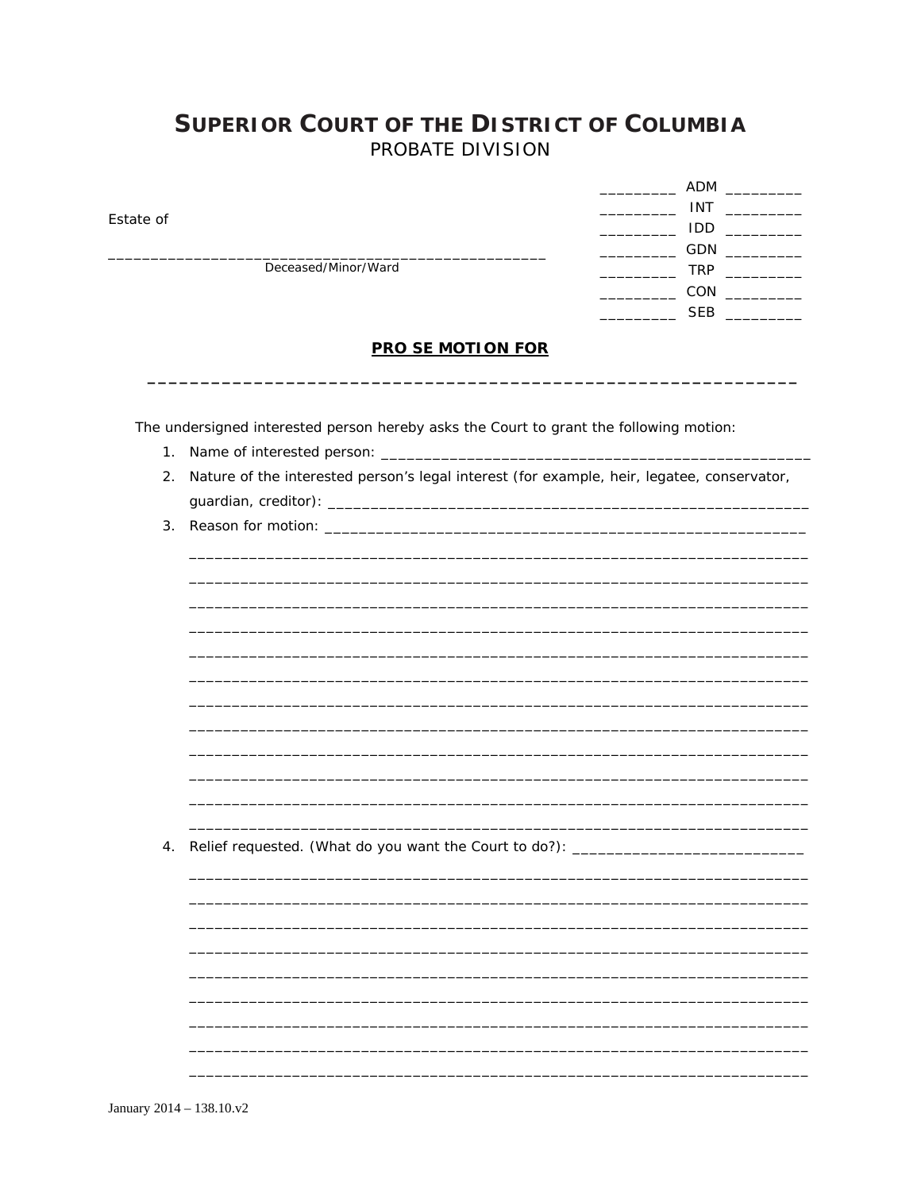# SUPERIOR COURT OF THE DISTRICT OF COLUMBIA
## PROBATE DIVISION

Estate of

_____________________________________________________
Deceased/Minor/Ward

_________ ADM _________
_________ INT _________
_________ IDD _________
_________ GDN _________
_________ TRP _________
_________ CON _________
_________ SEB _________

**PRO SE MOTION FOR**

_____________________________________________________________

The undersigned interested person hereby asks the Court to grant the following motion:

1. Name of interested person: ____________________________________________________
2. Nature of the interested person's legal interest (for example, heir, legatee, conservator, guardian, creditor): ________________________________________________________
3. Reason for motion: _______________________________________________________
   ________________________________________________________________________
   ________________________________________________________________________
   ________________________________________________________________________
   ________________________________________________________________________
   ________________________________________________________________________
   ________________________________________________________________________
   ________________________________________________________________________
   ________________________________________________________________________
   ________________________________________________________________________
   ________________________________________________________________________
   ________________________________________________________________________
   ________________________________________________________________________
4. Relief requested. (What do you want the Court to do?): __________________________
   ________________________________________________________________________
   ________________________________________________________________________
   ________________________________________________________________________
   ________________________________________________________________________
   ________________________________________________________________________
   ________________________________________________________________________
   ________________________________________________________________________
   ________________________________________________________________________
   ________________________________________________________________________

January 2014 – 138.10.v2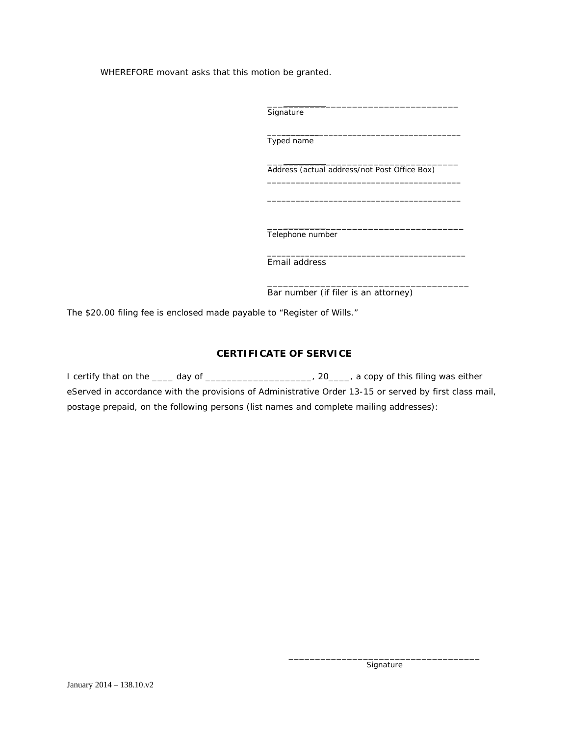WHEREFORE movant asks that this motion be granted.

_______________________________________
Signature

_______________________________________
Typed name

_______________________________________
Address (actual address/not Post Office Box)

_______________________________________

_______________________________________

_______________________________________
Telephone number

_______________________________________
Email address

_______________________________________
Bar number (if filer is an attorney)

The $20.00 filing fee is enclosed made payable to “Register of Wills.”

### CERTIFICATE OF SERVICE

I certify that on the ____ day of ____________________, 20____, a copy of this filing was either eServed in accordance with the provisions of Administrative Order 13-15 or served by first class mail, postage prepaid, on the following persons (list names and complete mailing addresses):

_____________________________________
Signature

January 2014 – 138.10.v2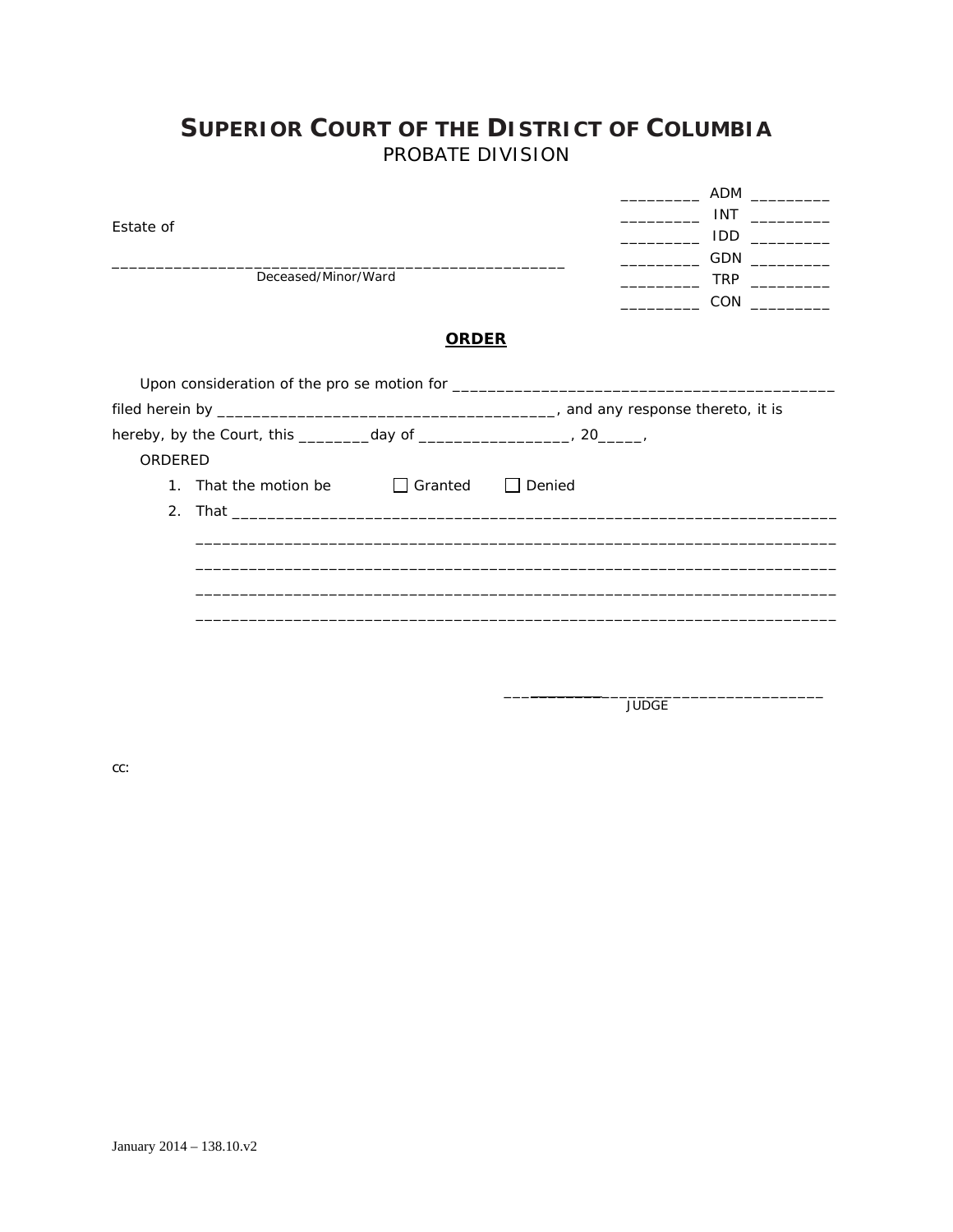# SUPERIOR COURT OF THE DISTRICT OF COLUMBIA
## PROBATE DIVISION

Estate of

_____________________________________________________
Deceased/Minor/Ward

_________ ADM _________
_________ INT _________
_________ IDD _________
_________ GDN _________
_________ TRP _________
_________ CON _________

**ORDER**

Upon consideration of the pro se motion for ____________________________________________ filed herein by ______________________________________, and any response thereto, it is hereby, by the Court, this ________day of _________________, 20_____,

ORDERED

1. That the motion be ☐ Granted ☐ Denied
2. That ______________________________________________________________________
   ________________________________________________________________________
   ________________________________________________________________________
   ________________________________________________________________________
   ________________________________________________________________________

_____________________________________
JUDGE

cc:

January 2014 – 138.10.v2